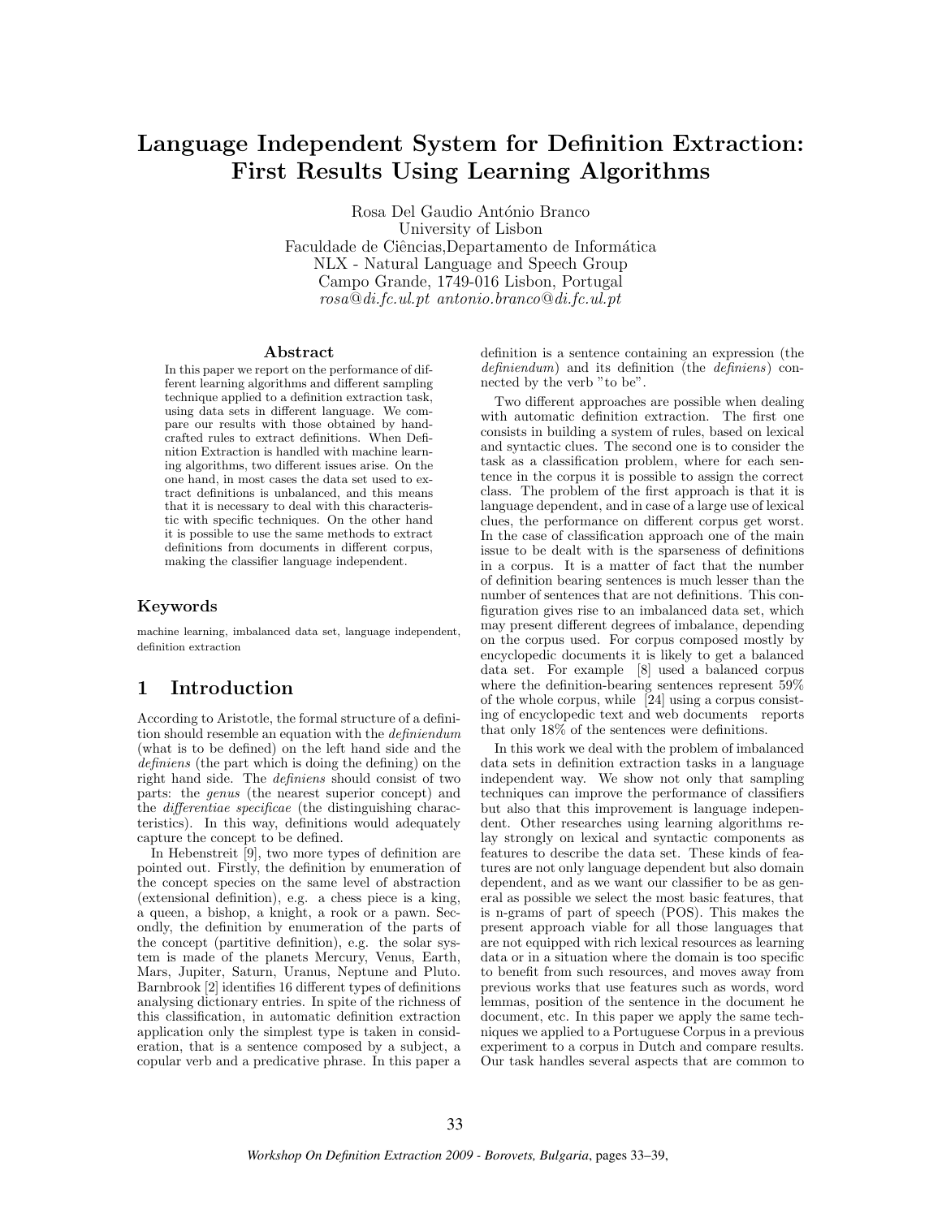# Language Independent System for Definition Extraction: First Results Using Learning Algorithms

Rosa Del Gaudio António Branco
University of Lisbon
Faculdade de Ciências,Departamento de Informática
NLX - Natural Language and Speech Group
Campo Grande, 1749-016 Lisbon, Portugal
*rosa@di.fc.ul.pt antonio.branco@di.fc.ul.pt*

## Abstract

In this paper we report on the performance of different learning algorithms and different sampling technique applied to a definition extraction task, using data sets in different language. We compare our results with those obtained by handcrafted rules to extract definitions. When Definition Extraction is handled with machine learning algorithms, two different issues arise. On the one hand, in most cases the data set used to extract definitions is unbalanced, and this means that it is necessary to deal with this characteristic with specific techniques. On the other hand it is possible to use the same methods to extract definitions from documents in different corpus, making the classifier language independent.

### Keywords

machine learning, imbalanced data set, language independent, definition extraction

## 1 Introduction

According to Aristotle, the formal structure of a definition should resemble an equation with the *definiendum* (what is to be defined) on the left hand side and the *definiens* (the part which is doing the defining) on the right hand side. The *definiens* should consist of two parts: the *genus* (the nearest superior concept) and the *differentiae specificae* (the distinguishing characteristics). In this way, definitions would adequately capture the concept to be defined.

In Hebenstreit [9], two more types of definition are pointed out. Firstly, the definition by enumeration of the concept species on the same level of abstraction (extensional definition), e.g. a chess piece is a king, a queen, a bishop, a knight, a rook or a pawn. Secondly, the definition by enumeration of the parts of the concept (partitive definition), e.g. the solar system is made of the planets Mercury, Venus, Earth, Mars, Jupiter, Saturn, Uranus, Neptune and Pluto. Barnbrook [2] identifies 16 different types of definitions analysing dictionary entries. In spite of the richness of this classification, in automatic definition extraction application only the simplest type is taken in consideration, that is a sentence composed by a subject, a copular verb and a predicative phrase. In this paper a definition is a sentence containing an expression (the *definiendum*) and its definition (the *definiens*) connected by the verb "to be".

Two different approaches are possible when dealing with automatic definition extraction. The first one consists in building a system of rules, based on lexical and syntactic clues. The second one is to consider the task as a classification problem, where for each sentence in the corpus it is possible to assign the correct class. The problem of the first approach is that it is language dependent, and in case of a large use of lexical clues, the performance on different corpus get worst. In the case of classification approach one of the main issue to be dealt with is the sparseness of definitions in a corpus. It is a matter of fact that the number of definition bearing sentences is much lesser than the number of sentences that are not definitions. This configuration gives rise to an imbalanced data set, which may present different degrees of imbalance, depending on the corpus used. For corpus composed mostly by encyclopedic documents it is likely to get a balanced data set. For example [8] used a balanced corpus where the definition-bearing sentences represent 59% of the whole corpus, while [24] using a corpus consisting of encyclopedic text and web documents reports that only 18% of the sentences were definitions.

In this work we deal with the problem of imbalanced data sets in definition extraction tasks in a language independent way. We show not only that sampling techniques can improve the performance of classifiers but also that this improvement is language independent. Other researches using learning algorithms relay strongly on lexical and syntactic components as features to describe the data set. These kinds of features are not only language dependent but also domain dependent, and as we want our classifier to be as general as possible we select the most basic features, that is n-grams of part of speech (POS). This makes the present approach viable for all those languages that are not equipped with rich lexical resources as learning data or in a situation where the domain is too specific to benefit from such resources, and moves away from previous works that use features such as words, word lemmas, position of the sentence in the document he document, etc. In this paper we apply the same techniques we applied to a Portuguese Corpus in a previous experiment to a corpus in Dutch and compare results. Our task handles several aspects that are common to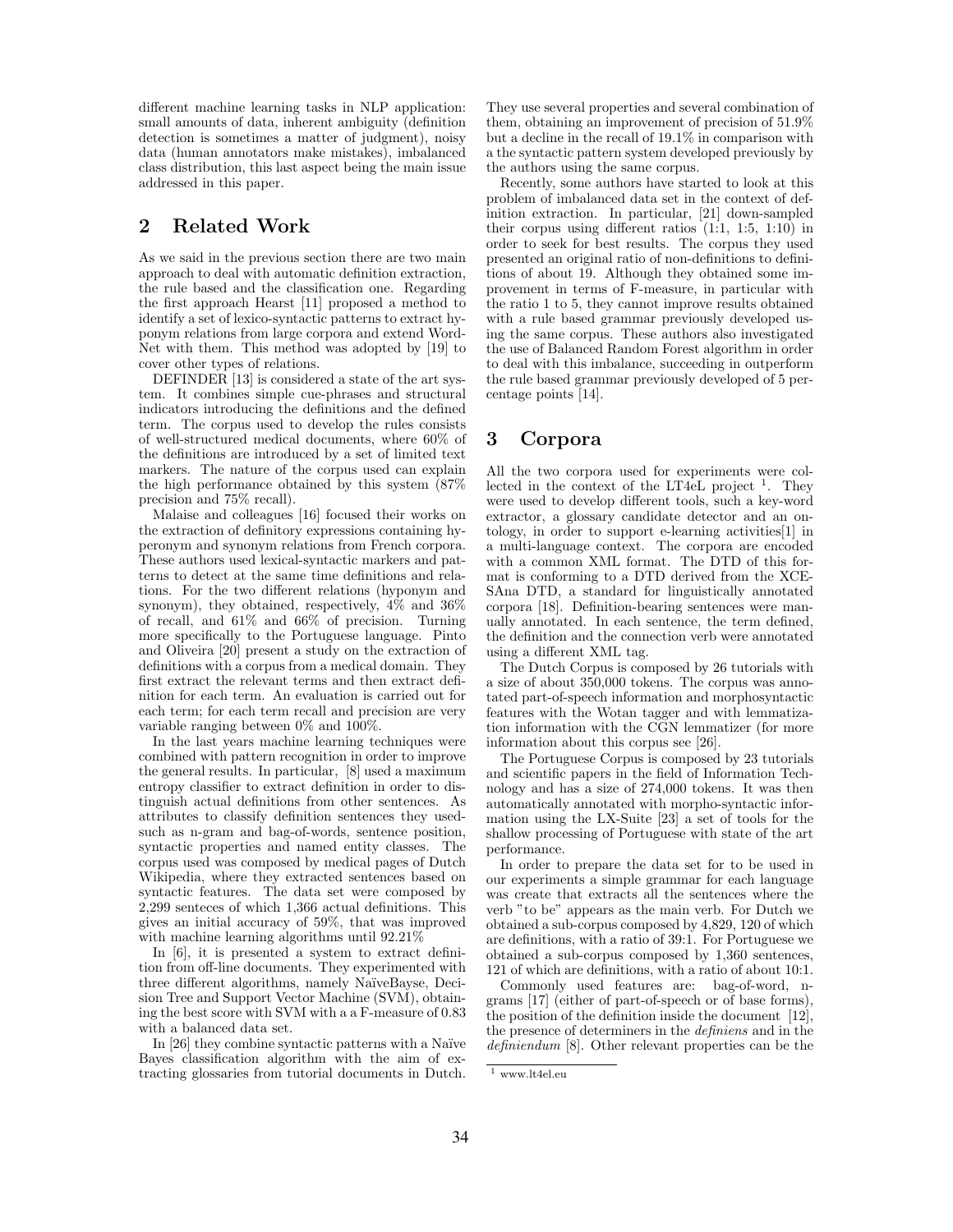different machine learning tasks in NLP application: small amounts of data, inherent ambiguity (definition detection is sometimes a matter of judgment), noisy data (human annotators make mistakes), imbalanced class distribution, this last aspect being the main issue addressed in this paper.

## 2 Related Work

As we said in the previous section there are two main approach to deal with automatic definition extraction, the rule based and the classification one. Regarding the first approach Hearst [11] proposed a method to identify a set of lexico-syntactic patterns to extract hyponym relations from large corpora and extend WordNet with them. This method was adopted by [19] to cover other types of relations.

DEFINDER [13] is considered a state of the art system. It combines simple cue-phrases and structural indicators introducing the definitions and the defined term. The corpus used to develop the rules consists of well-structured medical documents, where 60% of the definitions are introduced by a set of limited text markers. The nature of the corpus used can explain the high performance obtained by this system (87% precision and 75% recall).

Malaise and colleagues [16] focused their works on the extraction of definitory expressions containing hyperonym and synonym relations from French corpora. These authors used lexical-syntactic markers and patterns to detect at the same time definitions and relations. For the two different relations (hyponym and synonym), they obtained, respectively, 4% and 36% of recall, and 61% and 66% of precision. Turning more specifically to the Portuguese language. Pinto and Oliveira [20] present a study on the extraction of definitions with a corpus from a medical domain. They first extract the relevant terms and then extract definition for each term. An evaluation is carried out for each term; for each term recall and precision are very variable ranging between 0% and 100%.

In the last years machine learning techniques were combined with pattern recognition in order to improve the general results. In particular, [8] used a maximum entropy classifier to extract definition in order to distinguish actual definitions from other sentences. As attributes to classify definition sentences they usedsuch as n-gram and bag-of-words, sentence position, syntactic properties and named entity classes. The corpus used was composed by medical pages of Dutch Wikipedia, where they extracted sentences based on syntactic features. The data set were composed by 2,299 senteces of which 1,366 actual definitions. This gives an initial accuracy of 59%, that was improved with machine learning algorithms until 92.21%

In [6], it is presented a system to extract definition from off-line documents. They experimented with three different algorithms, namely NaïveBayse, Decision Tree and Support Vector Machine (SVM), obtaining the best score with SVM with a a F-measure of 0.83 with a balanced data set.

In [26] they combine syntactic patterns with a Naïve Bayes classification algorithm with the aim of extracting glossaries from tutorial documents in Dutch. They use several properties and several combination of them, obtaining an improvement of precision of 51.9% but a decline in the recall of 19.1% in comparison with a the syntactic pattern system developed previously by the authors using the same corpus.

Recently, some authors have started to look at this problem of imbalanced data set in the context of definition extraction. In particular, [21] down-sampled their corpus using different ratios (1:1, 1:5, 1:10) in order to seek for best results. The corpus they used presented an original ratio of non-definitions to definitions of about 19. Although they obtained some improvement in terms of F-measure, in particular with the ratio 1 to 5, they cannot improve results obtained with a rule based grammar previously developed using the same corpus. These authors also investigated the use of Balanced Random Forest algorithm in order to deal with this imbalance, succeeding in outperform the rule based grammar previously developed of 5 percentage points [14].

## 3 Corpora

All the two corpora used for experiments were collected in the context of the LT4eL project [1]. They were used to develop different tools, such a key-word extractor, a glossary candidate detector and an ontology, in order to support e-learning activities[1] in a multi-language context. The corpora are encoded with a common XML format. The DTD of this format is conforming to a DTD derived from the XCESAna DTD, a standard for linguistically annotated corpora [18]. Definition-bearing sentences were manually annotated. In each sentence, the term defined, the definition and the connection verb were annotated using a different XML tag.

The Dutch Corpus is composed by 26 tutorials with a size of about 350,000 tokens. The corpus was annotated part-of-speech information and morphosyntactic features with the Wotan tagger and with lemmatization information with the CGN lemmatizer (for more information about this corpus see [26].

The Portuguese Corpus is composed by 23 tutorials and scientific papers in the field of Information Technology and has a size of 274,000 tokens. It was then automatically annotated with morpho-syntactic information using the LX-Suite [23] a set of tools for the shallow processing of Portuguese with state of the art performance.

In order to prepare the data set for to be used in our experiments a simple grammar for each language was create that extracts all the sentences where the verb "to be" appears as the main verb. For Dutch we obtained a sub-corpus composed by 4,829, 120 of which are definitions, with a ratio of 39:1. For Portuguese we obtained a sub-corpus composed by 1,360 sentences, 121 of which are definitions, with a ratio of about 10:1.

Commonly used features are: bag-of-word, n-grams [17] (either of part-of-speech or of base forms), the position of the definition inside the document [12], the presence of determiners in the *definiens* and in the *definiendum* [8]. Other relevant properties can be the

[1] www.lt4el.eu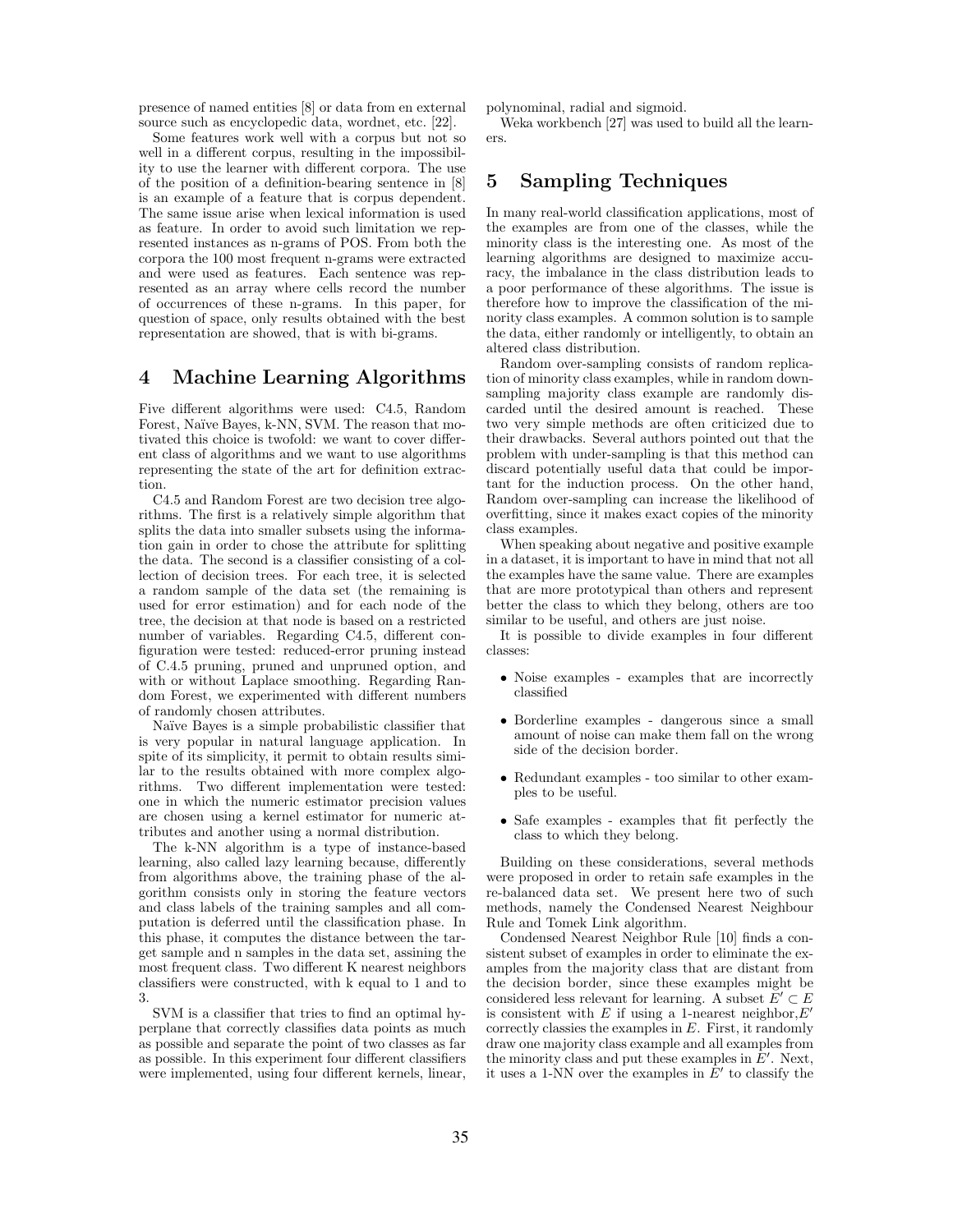presence of named entities [8] or data from en external source such as encyclopedic data, wordnet, etc. [22].

Some features work well with a corpus but not so well in a different corpus, resulting in the impossibility to use the learner with different corpora. The use of the position of a definition-bearing sentence in [8] is an example of a feature that is corpus dependent. The same issue arise when lexical information is used as feature. In order to avoid such limitation we represented instances as n-grams of POS. From both the corpora the 100 most frequent n-grams were extracted and were used as features. Each sentence was represented as an array where cells record the number of occurrences of these n-grams. In this paper, for question of space, only results obtained with the best representation are showed, that is with bi-grams.

# 4 Machine Learning Algorithms

Five different algorithms were used: C4.5, Random Forest, Naïve Bayes, k-NN, SVM. The reason that motivated this choice is twofold: we want to cover different class of algorithms and we want to use algorithms representing the state of the art for definition extraction.

C4.5 and Random Forest are two decision tree algorithms. The first is a relatively simple algorithm that splits the data into smaller subsets using the information gain in order to chose the attribute for splitting the data. The second is a classifier consisting of a collection of decision trees. For each tree, it is selected a random sample of the data set (the remaining is used for error estimation) and for each node of the tree, the decision at that node is based on a restricted number of variables. Regarding C4.5, different configuration were tested: reduced-error pruning instead of C.4.5 pruning, pruned and unpruned option, and with or without Laplace smoothing. Regarding Random Forest, we experimented with different numbers of randomly chosen attributes.

Naïve Bayes is a simple probabilistic classifier that is very popular in natural language application. In spite of its simplicity, it permit to obtain results similar to the results obtained with more complex algorithms. Two different implementation were tested: one in which the numeric estimator precision values are chosen using a kernel estimator for numeric attributes and another using a normal distribution.

The k-NN algorithm is a type of instance-based learning, also called lazy learning because, differently from algorithms above, the training phase of the algorithm consists only in storing the feature vectors and class labels of the training samples and all computation is deferred until the classification phase. In this phase, it computes the distance between the target sample and n samples in the data set, assining the most frequent class. Two different K nearest neighbors classifiers were constructed, with k equal to 1 and to 3.

SVM is a classifier that tries to find an optimal hyperplane that correctly classifies data points as much as possible and separate the point of two classes as far as possible. In this experiment four different classifiers were implemented, using four different kernels, linear, polynominal, radial and sigmoid.

Weka workbench [27] was used to build all the learners.

# 5 Sampling Techniques

In many real-world classification applications, most of the examples are from one of the classes, while the minority class is the interesting one. As most of the learning algorithms are designed to maximize accuracy, the imbalance in the class distribution leads to a poor performance of these algorithms. The issue is therefore how to improve the classification of the minority class examples. A common solution is to sample the data, either randomly or intelligently, to obtain an altered class distribution.

Random over-sampling consists of random replication of minority class examples, while in random down-sampling majority class example are randomly discarded until the desired amount is reached. These two very simple methods are often criticized due to their drawbacks. Several authors pointed out that the problem with under-sampling is that this method can discard potentially useful data that could be important for the induction process. On the other hand, Random over-sampling can increase the likelihood of overfitting, since it makes exact copies of the minority class examples.

When speaking about negative and positive example in a dataset, it is important to have in mind that not all the examples have the same value. There are examples that are more prototypical than others and represent better the class to which they belong, others are too similar to be useful, and others are just noise.

It is possible to divide examples in four different classes:

- Noise examples - examples that are incorrectly classified
- Borderline examples - dangerous since a small amount of noise can make them fall on the wrong side of the decision border.
- Redundant examples - too similar to other examples to be useful.
- Safe examples - examples that fit perfectly the class to which they belong.

Building on these considerations, several methods were proposed in order to retain safe examples in the re-balanced data set. We present here two of such methods, namely the Condensed Nearest Neighbour Rule and Tomek Link algorithm.

Condensed Nearest Neighbor Rule [10] finds a consistent subset of examples in order to eliminate the examples from the majority class that are distant from the decision border, since these examples might be considered less relevant for learning. A subset $E' \subset E$ is consistent with $E$ if using a 1-nearest neighbor, $E'$ correctly classies the examples in $E$. First, it randomly draw one majority class example and all examples from the minority class and put these examples in $E'$. Next, it uses a 1-NN over the examples in $E'$ to classify the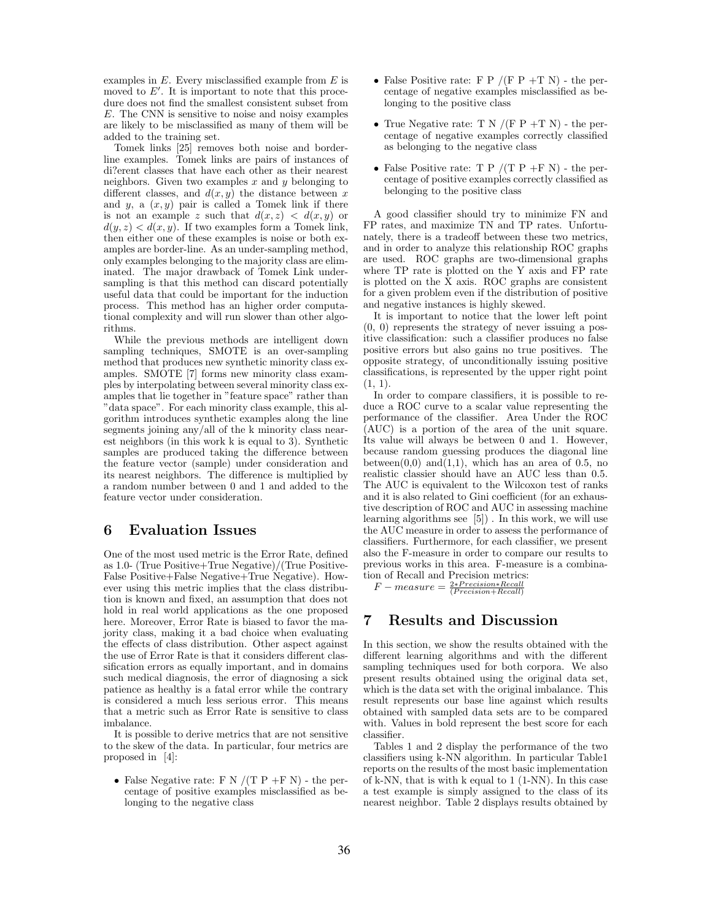examples in $E$. Every misclassified example from $E$ is moved to $E'$. It is important to note that this procedure does not find the smallest consistent subset from $E$. The CNN is sensitive to noise and noisy examples are likely to be misclassified as many of them will be added to the training set.

Tomek links [25] removes both noise and borderline examples. Tomek links are pairs of instances of di?erent classes that have each other as their nearest neighbors. Given two examples $x$ and $y$ belonging to different classes, and $d(x, y)$ the distance between $x$ and $y$, a $(x, y)$ pair is called a Tomek link if there is not an example $z$ such that $d(x, z) < d(x, y)$ or $d(y, z) < d(x, y)$. If two examples form a Tomek link, then either one of these examples is noise or both examples are border-line. As an under-sampling method, only examples belonging to the majority class are eliminated. The major drawback of Tomek Link undersampling is that this method can discard potentially useful data that could be important for the induction process. This method has an higher order computational complexity and will run slower than other algorithms.

While the previous methods are intelligent down sampling techniques, SMOTE is an over-sampling method that produces new synthetic minority class examples. SMOTE [7] forms new minority class examples by interpolating between several minority class examples that lie together in "feature space" rather than "data space". For each minority class example, this algorithm introduces synthetic examples along the line segments joining any/all of the k minority class nearest neighbors (in this work k is equal to 3). Synthetic samples are produced taking the difference between the feature vector (sample) under consideration and its nearest neighbors. The difference is multiplied by a random number between 0 and 1 and added to the feature vector under consideration.

## 6 Evaluation Issues

One of the most used metric is the Error Rate, defined as 1.0- (True Positive+True Negative)/(True Positive-False Positive+False Negative+True Negative). However using this metric implies that the class distribution is known and fixed, an assumption that does not hold in real world applications as the one proposed here. Moreover, Error Rate is biased to favor the majority class, making it a bad choice when evaluating the effects of class distribution. Other aspect against the use of Error Rate is that it considers different classification errors as equally important, and in domains such medical diagnosis, the error of diagnosing a sick patience as healthy is a fatal error while the contrary is considered a much less serious error. This means that a metric such as Error Rate is sensitive to class imbalance.

It is possible to derive metrics that are not sensitive to the skew of the data. In particular, four metrics are proposed in [4]:

- False Negative rate: F N /(T P +F N) - the percentage of positive examples misclassified as belonging to the negative class
- False Positive rate: F P /(F P +T N) - the percentage of negative examples misclassified as belonging to the positive class
- True Negative rate: T N /(F P +T N) - the percentage of negative examples correctly classified as belonging to the negative class
- False Positive rate: T P /(T P +F N) - the percentage of positive examples correctly classified as belonging to the positive class

A good classifier should try to minimize FN and FP rates, and maximize TN and TP rates. Unfortunately, there is a tradeoff between these two metrics, and in order to analyze this relationship ROC graphs are used. ROC graphs are two-dimensional graphs where TP rate is plotted on the Y axis and FP rate is plotted on the X axis. ROC graphs are consistent for a given problem even if the distribution of positive and negative instances is highly skewed.

It is important to notice that the lower left point (0, 0) represents the strategy of never issuing a positive classification: such a classifier produces no false positive errors but also gains no true positives. The opposite strategy, of unconditionally issuing positive classifications, is represented by the upper right point (1, 1).

In order to compare classifiers, it is possible to reduce a ROC curve to a scalar value representing the performance of the classifier. Area Under the ROC (AUC) is a portion of the area of the unit square. Its value will always be between 0 and 1. However, because random guessing produces the diagonal line between(0,0) and(1,1), which has an area of 0.5, no realistic classier should have an AUC less than 0.5. The AUC is equivalent to the Wilcoxon test of ranks and it is also related to Gini coefficient (for an exhaustive description of ROC and AUC in assessing machine learning algorithms see [5]) . In this work, we will use the AUC measure in order to assess the performance of classifiers. Furthermore, for each classifier, we present also the F-measure in order to compare our results to previous works in this area. F-measure is a combination of Recall and Precision metrics:

$$F - measure = \frac{2*Precision*Recall}{(Precision+Recall)}$$

## 7 Results and Discussion

In this section, we show the results obtained with the different learning algorithms and with the different sampling techniques used for both corpora. We also present results obtained using the original data set, which is the data set with the original imbalance. This result represents our base line against which results obtained with sampled data sets are to be compared with. Values in bold represent the best score for each classifier.

Tables 1 and 2 display the performance of the two classifiers using k-NN algorithm. In particular Table1 reports on the results of the most basic implementation of k-NN, that is with k equal to 1 (1-NN). In this case a test example is simply assigned to the class of its nearest neighbor. Table 2 displays results obtained by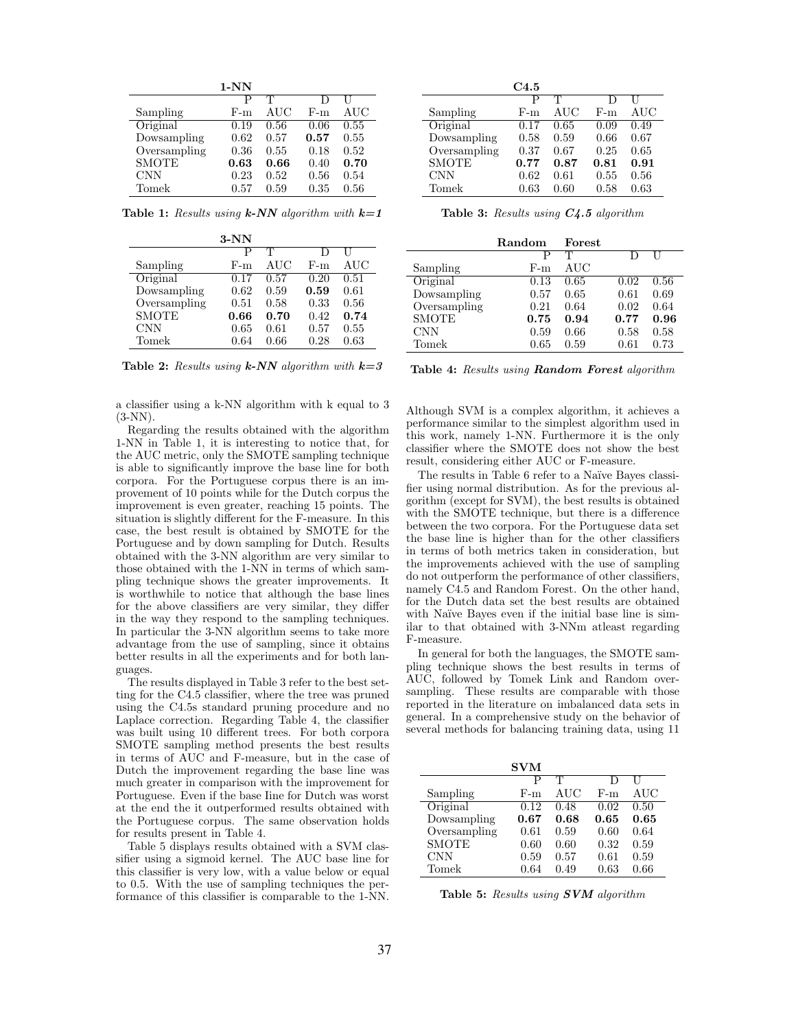| 1-NN | | | | |
|---|---|---|---|---|
| | P | T | D | U |
| Sampling | F-m | AUC | F-m | AUC |
| Original | 0.19 | 0.56 | 0.06 | 0.55 |
| Dowsampling | 0.62 | 0.57 | **0.57** | 0.55 |
| Oversampling | 0.36 | 0.55 | 0.18 | 0.52 |
| SMOTE | **0.63** | **0.66** | 0.40 | **0.70** |
| CNN | 0.23 | 0.52 | 0.56 | 0.54 |
| Tomek | 0.57 | 0.59 | 0.35 | 0.56 |

**Table 1:** *Results using **k-NN** algorithm with **k=1***

| 3-NN | | | | |
|---|---|---|---|---|
| | P | T | D | U |
| Sampling | F-m | AUC | F-m | AUC |
| Original | 0.17 | 0.57 | 0.20 | 0.51 |
| Dowsampling | 0.62 | 0.59 | **0.59** | 0.61 |
| Oversampling | 0.51 | 0.58 | 0.33 | 0.56 |
| SMOTE | **0.66** | **0.70** | 0.42 | **0.74** |
| CNN | 0.65 | 0.61 | 0.57 | 0.55 |
| Tomek | 0.64 | 0.66 | 0.28 | 0.63 |

**Table 2:** *Results using **k-NN** algorithm with **k=3***

a classifier using a k-NN algorithm with k equal to 3 (3-NN).

Regarding the results obtained with the algorithm 1-NN in Table 1, it is interesting to notice that, for the AUC metric, only the SMOTE sampling technique is able to significantly improve the base line for both corpora. For the Portuguese corpus there is an improvement of 10 points while for the Dutch corpus the improvement is even greater, reaching 15 points. The situation is slightly different for the F-measure. In this case, the best result is obtained by SMOTE for the Portuguese and by down sampling for Dutch. Results obtained with the 3-NN algorithm are very similar to those obtained with the 1-NN in terms of which sampling technique shows the greater improvements. It is worthwhile to notice that although the base lines for the above classifiers are very similar, they differ in the way they respond to the sampling techniques. In particular the 3-NN algorithm seems to take more advantage from the use of sampling, since it obtains better results in all the experiments and for both languages.

The results displayed in Table 3 refer to the best setting for the C4.5 classifier, where the tree was pruned using the C4.5s standard pruning procedure and no Laplace correction. Regarding Table 4, the classifier was built using 10 different trees. For both corpora SMOTE sampling method presents the best results in terms of AUC and F-measure, but in the case of Dutch the improvement regarding the base line was much greater in comparison with the improvement for Portuguese. Even if the base Iine for Dutch was worst at the end the it outperformed results obtained with the Portuguese corpus. The same observation holds for results present in Table 4.

Table 5 displays results obtained with a SVM classifier using a sigmoid kernel. The AUC base line for this classifier is very low, with a value below or equal to 0.5. With the use of sampling techniques the performance of this classifier is comparable to the 1-NN.

| C4.5 | | | | |
|---|---|---|---|---|
| | P | T | D | U |
| Sampling | F-m | AUC | F-m | AUC |
| Original | 0.17 | 0.65 | 0.09 | 0.49 |
| Dowsampling | 0.58 | 0.59 | 0.66 | 0.67 |
| Oversampling | 0.37 | 0.67 | 0.25 | 0.65 |
| SMOTE | **0.77** | **0.87** | **0.81** | **0.91** |
| CNN | 0.62 | 0.61 | 0.55 | 0.56 |
| Tomek | 0.63 | 0.60 | 0.58 | 0.63 |

**Table 3:** *Results using **C4.5** algorithm*

| Random Forest | | | | |
|---|---|---|---|---|
| | P | T | D | U |
| Sampling | F-m | AUC | | |
| Original | 0.13 | 0.65 | 0.02 | 0.56 |
| Dowsampling | 0.57 | 0.65 | 0.61 | 0.69 |
| Oversampling | 0.21 | 0.64 | 0.02 | 0.64 |
| SMOTE | **0.75** | **0.94** | **0.77** | **0.96** |
| CNN | 0.59 | 0.66 | 0.58 | 0.58 |
| Tomek | 0.65 | 0.59 | 0.61 | 0.73 |

**Table 4:** *Results using **Random Forest** algorithm*

Although SVM is a complex algorithm, it achieves a performance similar to the simplest algorithm used in this work, namely 1-NN. Furthermore it is the only classifier where the SMOTE does not show the best result, considering either AUC or F-measure.

The results in Table 6 refer to a Naïve Bayes classifier using normal distribution. As for the previous algorithm (except for SVM), the best results is obtained with the SMOTE technique, but there is a difference between the two corpora. For the Portuguese data set the base line is higher than for the other classifiers in terms of both metrics taken in consideration, but the improvements achieved with the use of sampling do not outperform the performance of other classifiers, namely C4.5 and Random Forest. On the other hand, for the Dutch data set the best results are obtained with Naïve Bayes even if the initial base line is similar to that obtained with 3-NNm atleast regarding F-measure.

In general for both the languages, the SMOTE sampling technique shows the best results in terms of AUC, followed by Tomek Link and Random oversampling. These results are comparable with those reported in the literature on imbalanced data sets in general. In a comprehensive study on the behavior of several methods for balancing training data, using 11

| SVM | | | | |
|---|---|---|---|---|
| | P | T | D | U |
| Sampling | F-m | AUC | F-m | AUC |
| Original | 0.12 | 0.48 | 0.02 | 0.50 |
| Dowsampling | **0.67** | **0.68** | **0.65** | **0.65** |
| Oversampling | 0.61 | 0.59 | 0.60 | 0.64 |
| SMOTE | 0.60 | 0.60 | 0.32 | 0.59 |
| CNN | 0.59 | 0.57 | 0.61 | 0.59 |
| Tomek | 0.64 | 0.49 | 0.63 | 0.66 |

**Table 5:** *Results using **SVM** algorithm*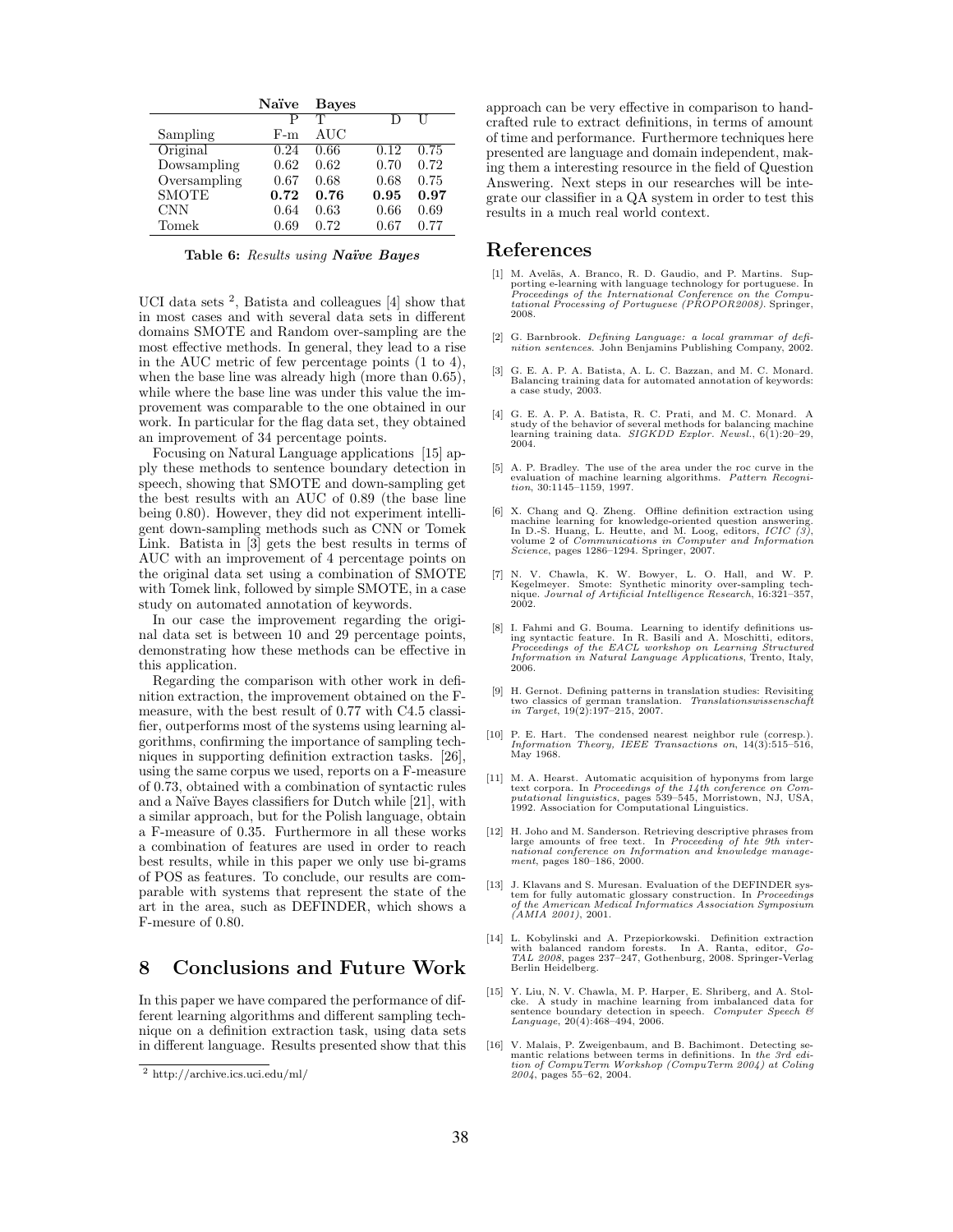|  | **Naïve** | **Bayes** |  |  |
|---|---|---|---|---|
|  | P | T | D | U |
| Sampling | F-m | AUC |  |  |
| Original | 0.24 | 0.66 | 0.12 | 0.75 |
| Dowsampling | 0.62 | 0.62 | 0.70 | 0.72 |
| Oversampling | 0.67 | 0.68 | 0.68 | 0.75 |
| SMOTE | **0.72** | **0.76** | **0.95** | **0.97** |
| CNN | 0.64 | 0.63 | 0.66 | 0.69 |
| Tomek | 0.69 | 0.72 | 0.67 | 0.77 |

**Table 6:** *Results using **Naïve Bayes***

UCI data sets [2], Batista and colleagues [4] show that in most cases and with several data sets in different domains SMOTE and Random over-sampling are the most effective methods. In general, they lead to a rise in the AUC metric of few percentage points (1 to 4), when the base line was already high (more than 0.65), while where the base line was under this value the improvement was comparable to the one obtained in our work. In particular for the flag data set, they obtained an improvement of 34 percentage points.

Focusing on Natural Language applications [15] apply these methods to sentence boundary detection in speech, showing that SMOTE and down-sampling get the best results with an AUC of 0.89 (the base line being 0.80). However, they did not experiment intelligent down-sampling methods such as CNN or Tomek Link. Batista in [3] gets the best results in terms of AUC with an improvement of 4 percentage points on the original data set using a combination of SMOTE with Tomek link, followed by simple SMOTE, in a case study on automated annotation of keywords.

In our case the improvement regarding the original data set is between 10 and 29 percentage points, demonstrating how these methods can be effective in this application.

Regarding the comparison with other work in definition extraction, the improvement obtained on the F-measure, with the best result of 0.77 with C4.5 classifier, outperforms most of the systems using learning algorithms, confirming the importance of sampling techniques in supporting definition extraction tasks. [26], using the same corpus we used, reports on a F-measure of 0.73, obtained with a combination of syntactic rules and a Naïve Bayes classifiers for Dutch while [21], with a similar approach, but for the Polish language, obtain a F-measure of 0.35. Furthermore in all these works a combination of features are used in order to reach best results, while in this paper we only use bi-grams of POS as features. To conclude, our results are comparable with systems that represent the state of the art in the area, such as DEFINDER, which shows a F-mesure of 0.80.

## 8 Conclusions and Future Work

In this paper we have compared the performance of different learning algorithms and different sampling technique on a definition extraction task, using data sets in different language. Results presented show that this approach can be very effective in comparison to handcrafted rule to extract definitions, in terms of amount of time and performance. Furthermore techniques here presented are language and domain independent, making them a interesting resource in the field of Question Answering. Next steps in our researches will be integrate our classifier in a QA system in order to test this results in a much real world context.

[2] http://archive.ics.uci.edu/ml/

## References

[1] M. Avelãs, A. Branco, R. D. Gaudio, and P. Martins. Supporting e-learning with language technology for portuguese. In *Proceedings of the International Conference on the Computational Processing of Portuguese (PROPOR2008)*. Springer, 2008.

[2] G. Barnbrook. *Defining Language: a local grammar of definition sentences*. John Benjamins Publishing Company, 2002.

[3] G. E. A. P. A. Batista, A. L. C. Bazzan, and M. C. Monard. Balancing training data for automated annotation of keywords: a case study, 2003.

[4] G. E. A. P. A. Batista, R. C. Prati, and M. C. Monard. A study of the behavior of several methods for balancing machine learning training data. *SIGKDD Explor. Newsl.*, 6(1):20–29, 2004.

[5] A. P. Bradley. The use of the area under the roc curve in the evaluation of machine learning algorithms. *Pattern Recognition*, 30:1145–1159, 1997.

[6] X. Chang and Q. Zheng. Offline definition extraction using machine learning for knowledge-oriented question answering. In D.-S. Huang, L. Heutte, and M. Loog, editors, *ICIC (3)*, volume 2 of *Communications in Computer and Information Science*, pages 1286–1294. Springer, 2007.

[7] N. V. Chawla, K. W. Bowyer, L. O. Hall, and W. P. Kegelmeyer. Smote: Synthetic minority over-sampling technique. *Journal of Artificial Intelligence Research*, 16:321–357, 2002.

[8] I. Fahmi and G. Bouma. Learning to identify definitions using syntactic feature. In R. Basili and A. Moschitti, editors, *Proceedings of the EACL workshop on Learning Structured Information in Natural Language Applications*, Trento, Italy, 2006.

[9] H. Gernot. Defining patterns in translation studies: Revisiting two classics of german translation. *Translationswissenschaft in Target*, 19(2):197–215, 2007.

[10] P. E. Hart. The condensed nearest neighbor rule (corresp.). *Information Theory, IEEE Transactions on*, 14(3):515–516, May 1968.

[11] M. A. Hearst. Automatic acquisition of hyponyms from large text corpora. In *Proceedings of the 14th conference on Computational linguistics*, pages 539–545, Morristown, NJ, USA, 1992. Association for Computational Linguistics.

[12] H. Joho and M. Sanderson. Retrieving descriptive phrases from large amounts of free text. In *Proceeding of hte 9th international conference on Information and knowledge management*, pages 180–186, 2000.

[13] J. Klavans and S. Muresan. Evaluation of the DEFINDER system for fully automatic glossary construction. In *Proceedings of the American Medical Informatics Association Symposium (AMIA 2001)*, 2001.

[14] L. Kobylinski and A. Przepiorkowski. Definition extraction with balanced random forests. In A. Ranta, editor, *GoTAL 2008*, pages 237–247, Gothenburg, 2008. Springer-Verlag Berlin Heidelberg.

[15] Y. Liu, N. V. Chawla, M. P. Harper, E. Shriberg, and A. Stolcke. A study in machine learning from imbalanced data for sentence boundary detection in speech. *Computer Speech & Language*, 20(4):468–494, 2006.

[16] V. Malais, P. Zweigenbaum, and B. Bachimont. Detecting semantic relations between terms in definitions. In *the 3rd edition of CompuTerm Workshop (CompuTerm 2004) at Coling 2004*, pages 55–62, 2004.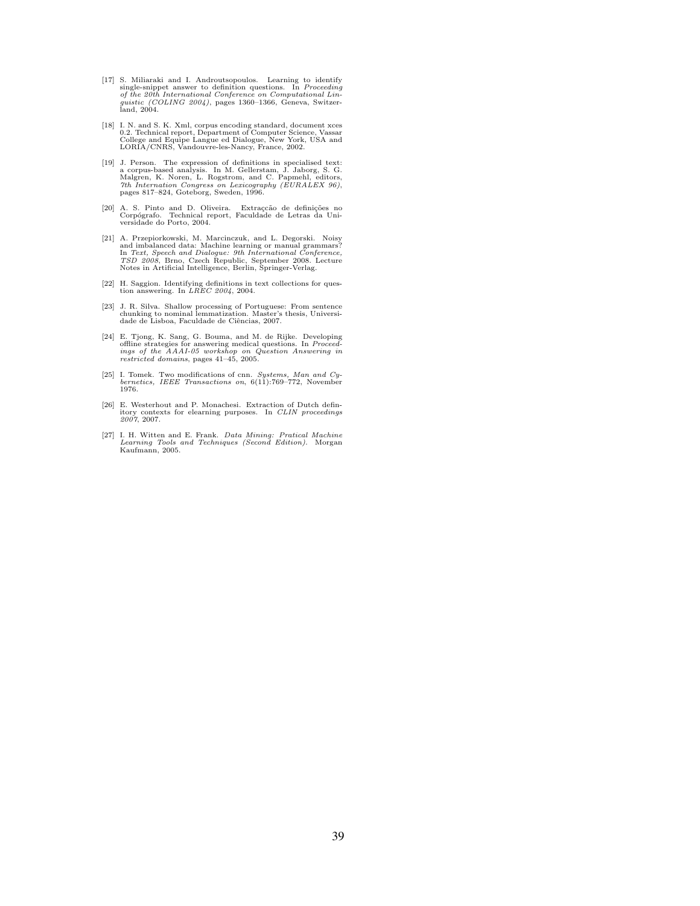[17] S. Miliaraki and I. Androutsopoulos. Learning to identify single-snippet answer to definition questions. In *Proceeding of the 20th International Conference on Computational Linguistic (COLING 2004)*, pages 1360–1366, Geneva, Switzerland, 2004.

[18] I. N. and S. K. Xml, corpus encoding standard, document xces 0.2. Technical report, Department of Computer Science, Vassar College and Equipe Langue ed Dialogue, New York, USA and LORIA/CNRS, Vandouvre-les-Nancy, France, 2002.

[19] J. Person. The expression of definitions in specialised text: a corpus-based analysis. In M. Gellerstam, J. Jaborg, S. G. Malgren, K. Noren, L. Rogstrom, and C. Papmehl, editors, *7th Internation Congress on Lexicography (EURALEX 96)*, pages 817–824, Goteborg, Sweden, 1996.

[20] A. S. Pinto and D. Oliveira. Extracção de definições no Corpógrafo. Technical report, Faculdade de Letras da Universidade do Porto, 2004.

[21] A. Przepiorkowski, M. Marcinczuk, and L. Degorski. Noisy and imbalanced data: Machine learning or manual grammars? In *Text, Speech and Dialogue: 9th International Conference, TSD 2008*, Brno, Czech Republic, September 2008. Lecture Notes in Artificial Intelligence, Berlin, Springer-Verlag.

[22] H. Saggion. Identifying definitions in text collections for question answering. In *LREC 2004*, 2004.

[23] J. R. Silva. Shallow processing of Portuguese: From sentence chunking to nominal lemmatization. Master's thesis, Universidade de Lisboa, Faculdade de Ciências, 2007.

[24] E. Tjong, K. Sang, G. Bouma, and M. de Rijke. Developing offline strategies for answering medical questions. In *Proceedings of the AAAI-05 workshop on Question Answering in restricted domains*, pages 41–45, 2005.

[25] I. Tomek. Two modifications of cnn. *Systems, Man and Cybernetics, IEEE Transactions on*, 6(11):769–772, November 1976.

[26] E. Westerhout and P. Monachesi. Extraction of Dutch definitory contexts for elearning purposes. In *CLIN proceedings 2007*, 2007.

[27] I. H. Witten and E. Frank. *Data Mining: Pratical Machine Learning Tools and Techniques (Second Edition)*. Morgan Kaufmann, 2005.